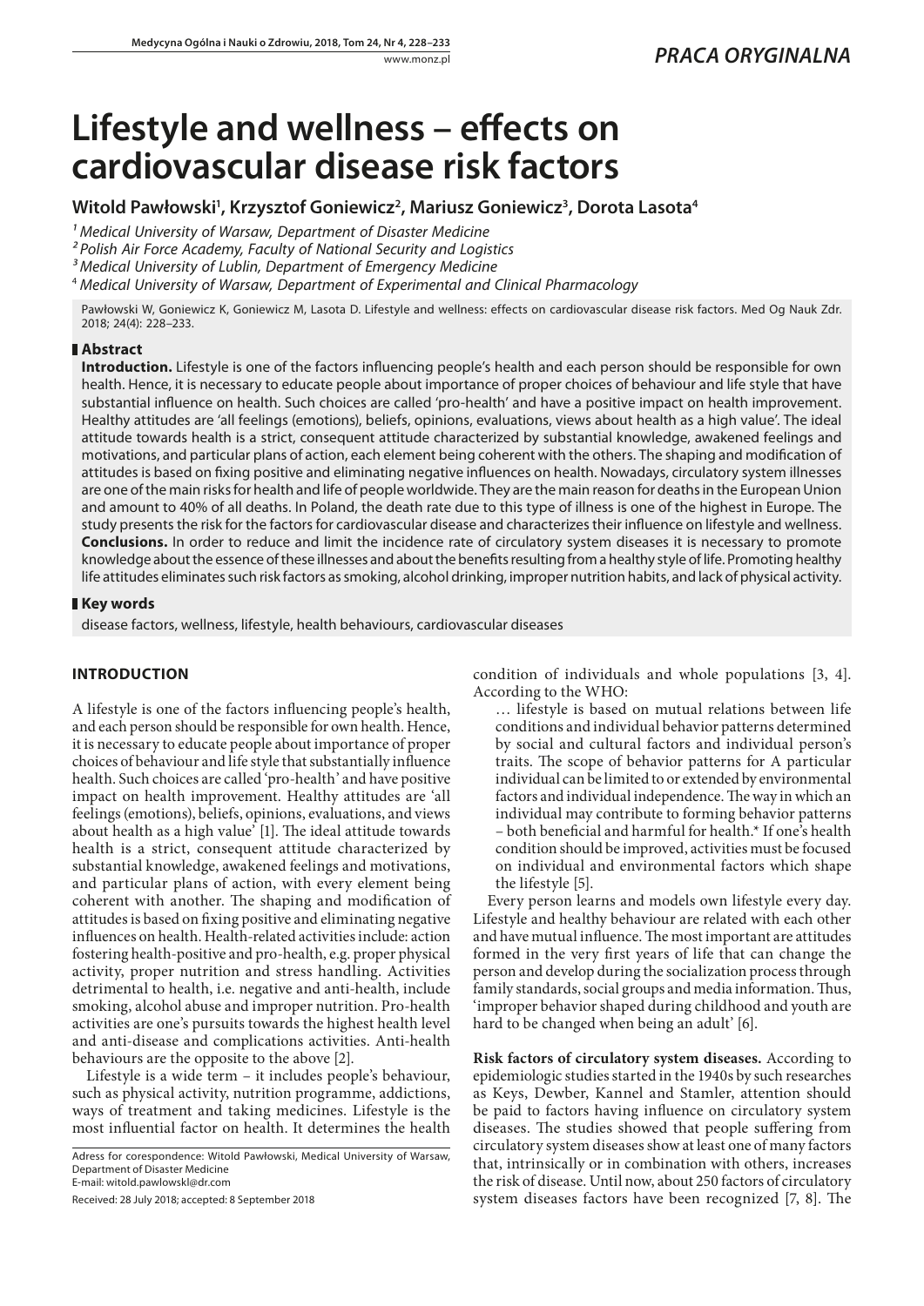PRACA ORYGINALNA

# Lifestyle and wellness – effects on cardiovascular disease risk factors

**Witold Pawłowski[1], Krzysztof Goniewicz[2], Mariusz Goniewicz[3], Dorota Lasota[4]**

[1] *Medical University of Warsaw, Department of Disaster Medicine*
[2] *Polish Air Force Academy, Faculty of National Security and Logistics*
[3] *Medical University of Lublin, Department of Emergency Medicine*
[4] *Medical University of Warsaw, Department of Experimental and Clinical Pharmacology*

Pawłowski W, Goniewicz K, Goniewicz M, Lasota D. Lifestyle and wellness: effects on cardiovascular disease risk factors. Med Og Nauk Zdr. 2018; 24(4): 228–233.

## Abstract

**Introduction.** Lifestyle is one of the factors influencing people's health and each person should be responsible for own health. Hence, it is necessary to educate people about importance of proper choices of behaviour and life style that have substantial influence on health. Such choices are called 'pro-health' and have a positive impact on health improvement. Healthy attitudes are 'all feelings (emotions), beliefs, opinions, evaluations, views about health as a high value'. The ideal attitude towards health is a strict, consequent attitude characterized by substantial knowledge, awakened feelings and motivations, and particular plans of action, each element being coherent with the others. The shaping and modification of attitudes is based on fixing positive and eliminating negative influences on health. Nowadays, circulatory system illnesses are one of the main risks for health and life of people worldwide. They are the main reason for deaths in the European Union and amount to 40% of all deaths. In Poland, the death rate due to this type of illness is one of the highest in Europe. The study presents the risk for the factors for cardiovascular disease and characterizes their influence on lifestyle and wellness.
**Conclusions.** In order to reduce and limit the incidence rate of circulatory system diseases it is necessary to promote knowledge about the essence of these illnesses and about the benefits resulting from a healthy style of life. Promoting healthy life attitudes eliminates such risk factors as smoking, alcohol drinking, improper nutrition habits, and lack of physical activity.

## Key words

disease factors, wellness, lifestyle, health behaviours, cardiovascular diseases

## INTRODUCTION

A lifestyle is one of the factors influencing people's health, and each person should be responsible for own health. Hence, it is necessary to educate people about importance of proper choices of behaviour and life style that substantially influence health. Such choices are called 'pro-health' and have positive impact on health improvement. Healthy attitudes are 'all feelings (emotions), beliefs, opinions, evaluations, and views about health as a high value' [1]. The ideal attitude towards health is a strict, consequent attitude characterized by substantial knowledge, awakened feelings and motivations, and particular plans of action, with every element being coherent with another. The shaping and modification of attitudes is based on fixing positive and eliminating negative influences on health. Health-related activities include: action fostering health-positive and pro-health, e.g. proper physical activity, proper nutrition and stress handling. Activities detrimental to health, i.e. negative and anti-health, include smoking, alcohol abuse and improper nutrition. Pro-health activities are one's pursuits towards the highest health level and anti-disease and complications activities. Anti-health behaviours are the opposite to the above [2].

Lifestyle is a wide term – it includes people's behaviour, such as physical activity, nutrition programme, addictions, ways of treatment and taking medicines. Lifestyle is the most influential factor on health. It determines the health condition of individuals and whole populations [3, 4]. According to the WHO:

> … lifestyle is based on mutual relations between life conditions and individual behavior patterns determined by social and cultural factors and individual person's traits. The scope of behavior patterns for A particular individual can be limited to or extended by environmental factors and individual independence. The way in which an individual may contribute to forming behavior patterns – both beneficial and harmful for health.* If one's health condition should be improved, activities must be focused on individual and environmental factors which shape the lifestyle [5].

Every person learns and models own lifestyle every day. Lifestyle and healthy behaviour are related with each other and have mutual influence. The most important are attitudes formed in the very first years of life that can change the person and develop during the socialization process through family standards, social groups and media information. Thus, 'improper behavior shaped during childhood and youth are hard to be changed when being an adult' [6].

**Risk factors of circulatory system diseases.** According to epidemiologic studies started in the 1940s by such researches as Keys, Dewber, Kannel and Stamler, attention should be paid to factors having influence on circulatory system diseases. The studies showed that people suffering from circulatory system diseases show at least one of many factors that, intrinsically or in combination with others, increases the risk of disease. Until now, about 250 factors of circulatory system diseases factors have been recognized [7, 8]. The

Adress for corespondence: Witold Pawłowski, Medical University of Warsaw, Department of Disaster Medicine
E-mail: witold.pawlowskl@dr.com

Received: 28 July 2018; accepted: 8 September 2018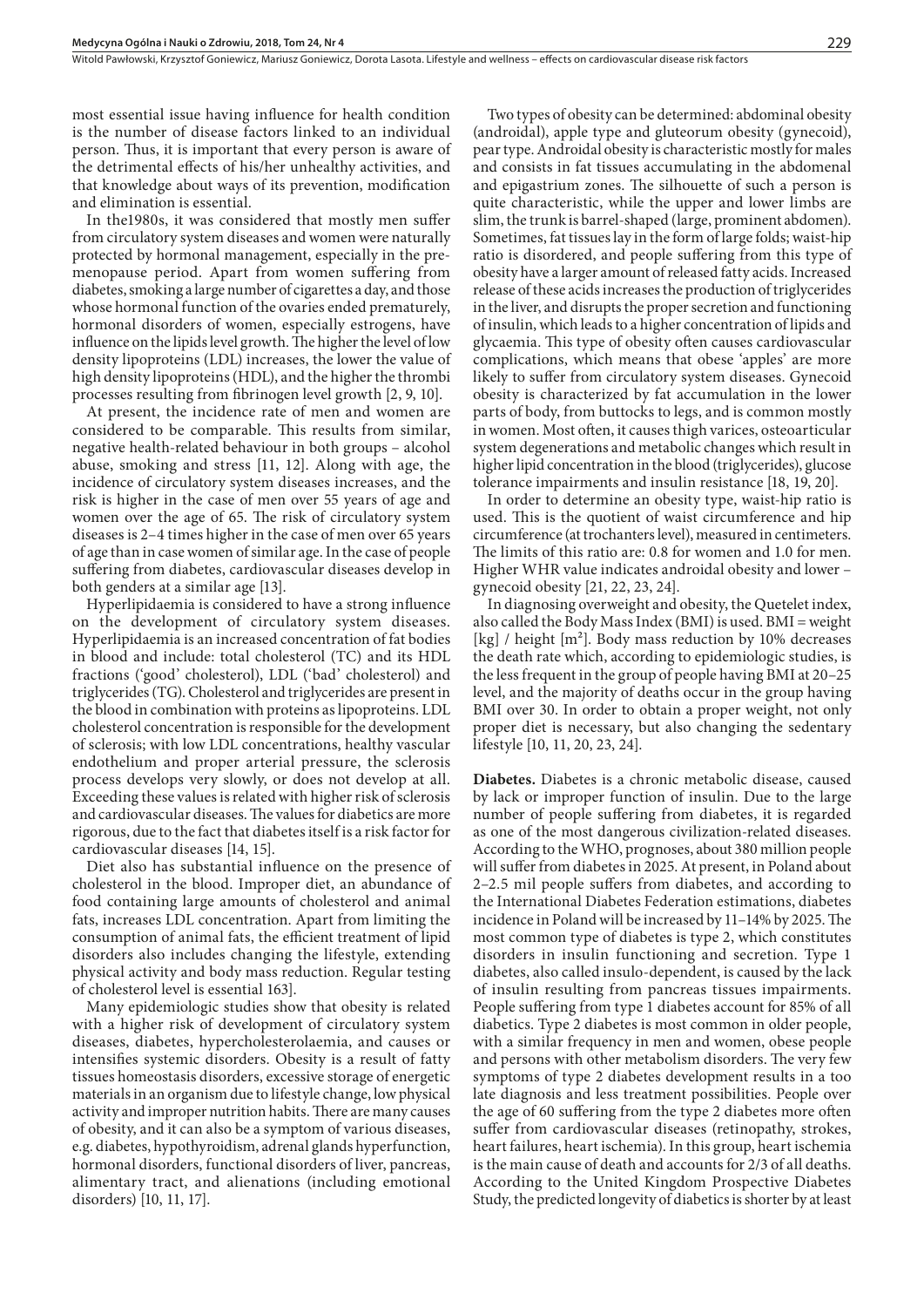most essential issue having influence for health condition is the number of disease factors linked to an individual person. Thus, it is important that every person is aware of the detrimental effects of his/her unhealthy activities, and that knowledge about ways of its prevention, modification and elimination is essential.

In the1980s, it was considered that mostly men suffer from circulatory system diseases and women were naturally protected by hormonal management, especially in the pre-menopause period. Apart from women suffering from diabetes, smoking a large number of cigarettes a day, and those whose hormonal function of the ovaries ended prematurely, hormonal disorders of women, especially estrogens, have influence on the lipids level growth. The higher the level of low density lipoproteins (LDL) increases, the lower the value of high density lipoproteins (HDL), and the higher the thrombi processes resulting from fibrinogen level growth [2, 9, 10].

At present, the incidence rate of men and women are considered to be comparable. This results from similar, negative health-related behaviour in both groups – alcohol abuse, smoking and stress [11, 12]. Along with age, the incidence of circulatory system diseases increases, and the risk is higher in the case of men over 55 years of age and women over the age of 65. The risk of circulatory system diseases is 2–4 times higher in the case of men over 65 years of age than in case women of similar age. In the case of people suffering from diabetes, cardiovascular diseases develop in both genders at a similar age [13].

Hyperlipidaemia is considered to have a strong influence on the development of circulatory system diseases. Hyperlipidaemia is an increased concentration of fat bodies in blood and include: total cholesterol (TC) and its HDL fractions ('good' cholesterol), LDL ('bad' cholesterol) and triglycerides (TG). Cholesterol and triglycerides are present in the blood in combination with proteins as lipoproteins. LDL cholesterol concentration is responsible for the development of sclerosis; with low LDL concentrations, healthy vascular endothelium and proper arterial pressure, the sclerosis process develops very slowly, or does not develop at all. Exceeding these values is related with higher risk of sclerosis and cardiovascular diseases. The values for diabetics are more rigorous, due to the fact that diabetes itself is a risk factor for cardiovascular diseases [14, 15].

Diet also has substantial influence on the presence of cholesterol in the blood. Improper diet, an abundance of food containing large amounts of cholesterol and animal fats, increases LDL concentration. Apart from limiting the consumption of animal fats, the efficient treatment of lipid disorders also includes changing the lifestyle, extending physical activity and body mass reduction. Regular testing of cholesterol level is essential 163].

Many epidemiologic studies show that obesity is related with a higher risk of development of circulatory system diseases, diabetes, hypercholesterolaemia, and causes or intensifies systemic disorders. Obesity is a result of fatty tissues homeostasis disorders, excessive storage of energetic materials in an organism due to lifestyle change, low physical activity and improper nutrition habits. There are many causes of obesity, and it can also be a symptom of various diseases, e.g. diabetes, hypothyroidism, adrenal glands hyperfunction, hormonal disorders, functional disorders of liver, pancreas, alimentary tract, and alienations (including emotional disorders) [10, 11, 17].

Two types of obesity can be determined: abdominal obesity (androidal), apple type and gluteorum obesity (gynecoid), pear type. Androidal obesity is characteristic mostly for males and consists in fat tissues accumulating in the abdomenal and epigastrium zones. The silhouette of such a person is quite characteristic, while the upper and lower limbs are slim, the trunk is barrel-shaped (large, prominent abdomen). Sometimes, fat tissues lay in the form of large folds; waist-hip ratio is disordered, and people suffering from this type of obesity have a larger amount of released fatty acids. Increased release of these acids increases the production of triglycerides in the liver, and disrupts the proper secretion and functioning of insulin, which leads to a higher concentration of lipids and glycaemia. This type of obesity often causes cardiovascular complications, which means that obese 'apples' are more likely to suffer from circulatory system diseases. Gynecoid obesity is characterized by fat accumulation in the lower parts of body, from buttocks to legs, and is common mostly in women. Most often, it causes thigh varices, osteoarticular system degenerations and metabolic changes which result in higher lipid concentration in the blood (triglycerides), glucose tolerance impairments and insulin resistance [18, 19, 20].

In order to determine an obesity type, waist-hip ratio is used. This is the quotient of waist circumference and hip circumference (at trochanters level), measured in centimeters. The limits of this ratio are: 0.8 for women and 1.0 for men. Higher WHR value indicates androidal obesity and lower – gynecoid obesity [21, 22, 23, 24].

In diagnosing overweight and obesity, the Quetelet index, also called the Body Mass Index (BMI) is used. BMI = weight [kg] / height [m²]. Body mass reduction by 10% decreases the death rate which, according to epidemiologic studies, is the less frequent in the group of people having BMI at 20–25 level, and the majority of deaths occur in the group having BMI over 30. In order to obtain a proper weight, not only proper diet is necessary, but also changing the sedentary lifestyle [10, 11, 20, 23, 24].

**Diabetes.** Diabetes is a chronic metabolic disease, caused by lack or improper function of insulin. Due to the large number of people suffering from diabetes, it is regarded as one of the most dangerous civilization-related diseases. According to the WHO, prognoses, about 380 million people will suffer from diabetes in 2025. At present, in Poland about 2–2.5 mil people suffers from diabetes, and according to the International Diabetes Federation estimations, diabetes incidence in Poland will be increased by 11–14% by 2025. The most common type of diabetes is type 2, which constitutes disorders in insulin functioning and secretion. Type 1 diabetes, also called insulo-dependent, is caused by the lack of insulin resulting from pancreas tissues impairments. People suffering from type 1 diabetes account for 85% of all diabetics. Type 2 diabetes is most common in older people, with a similar frequency in men and women, obese people and persons with other metabolism disorders. The very few symptoms of type 2 diabetes development results in a too late diagnosis and less treatment possibilities. People over the age of 60 suffering from the type 2 diabetes more often suffer from cardiovascular diseases (retinopathy, strokes, heart failures, heart ischemia). In this group, heart ischemia is the main cause of death and accounts for 2/3 of all deaths. According to the United Kingdom Prospective Diabetes Study, the predicted longevity of diabetics is shorter by at least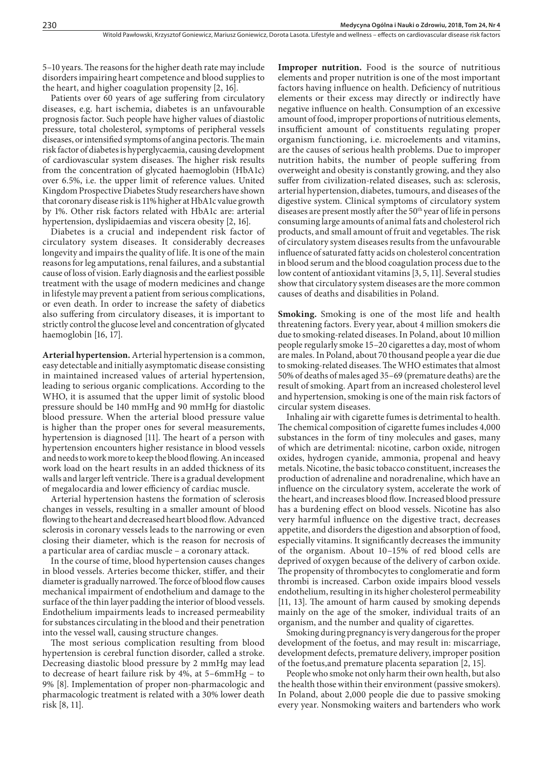5–10 years. The reasons for the higher death rate may include disorders impairing heart competence and blood supplies to the heart, and higher coagulation propensity [2, 16].

Patients over 60 years of age suffering from circulatory diseases, e.g. hart ischemia, diabetes is an unfavourable prognosis factor. Such people have higher values of diastolic pressure, total cholesterol, symptoms of peripheral vessels diseases, or intensified symptoms of angina pectoris. The main risk factor of diabetes is hyperglycaemia, causing development of cardiovascular system diseases. The higher risk results from the concentration of glycated haemoglobin (HbA1c) over 6.5%, i.e. the upper limit of reference values. United Kingdom Prospective Diabetes Study researchers have shown that coronary disease risk is 11% higher at HbA1c value growth by 1%. Other risk factors related with HbA1c are: arterial hypertension, dyslipidaemias and viscera obesity [2, 16].

Diabetes is a crucial and independent risk factor of circulatory system diseases. It considerably decreases longevity and impairs the quality of life. It is one of the main reasons for leg amputations, renal failures, and a substantial cause of loss of vision. Early diagnosis and the earliest possible treatment with the usage of modern medicines and change in lifestyle may prevent a patient from serious complications, or even death. In order to increase the safety of diabetics also suffering from circulatory diseases, it is important to strictly control the glucose level and concentration of glycated haemoglobin [16, 17].

**Arterial hypertension.** Arterial hypertension is a common, easy detectable and initially asymptomatic disease consisting in maintained increased values of arterial hypertension, leading to serious organic complications. According to the WHO, it is assumed that the upper limit of systolic blood pressure should be 140 mmHg and 90 mmHg for diastolic blood pressure. When the arterial blood pressure value is higher than the proper ones for several measurements, hypertension is diagnosed [11]. The heart of a person with hypertension encounters higher resistance in blood vessels and needs to work more to keep the blood flowing. An inceased work load on the heart results in an added thickness of its walls and larger left ventricle. There is a gradual development of megalocardia and lower efficiency of cardiac muscle.

Arterial hypertension hastens the formation of sclerosis changes in vessels, resulting in a smaller amount of blood flowing to the heart and decreased heart blood flow. Advanced sclerosis in coronary vessels leads to the narrowing or even closing their diameter, which is the reason for necrosis of a particular area of cardiac muscle – a coronary attack.

In the course of time, blood hypertension causes changes in blood vessels. Arteries become thicker, stiffer, and their diameter is gradually narrowed. The force of blood flow causes mechanical impairment of endothelium and damage to the surface of the thin layer padding the interior of blood vessels. Endothelium impairments leads to increased permeability for substances circulating in the blood and their penetration into the vessel wall, causing structure changes.

The most serious complication resulting from blood hypertension is cerebral function disorder, called a stroke. Decreasing diastolic blood pressure by 2 mmHg may lead to decrease of heart failure risk by 4%, at 5–6mmHg – to 9% [8]. Implementation of proper non-pharmacologic and pharmacologic treatment is related with a 30% lower death risk [8, 11].

**Improper nutrition.** Food is the source of nutritious elements and proper nutrition is one of the most important factors having influence on health. Deficiency of nutritious elements or their excess may directly or indirectly have negative influence on health. Consumption of an excessive amount of food, improper proportions of nutritious elements, insufficient amount of constituents regulating proper organism functioning, i.e. microelements and vitamins, are the causes of serious health problems. Due to improper nutrition habits, the number of people suffering from overweight and obesity is constantly growing, and they also suffer from civilization-related diseases, such as: sclerosis, arterial hypertension, diabetes, tumours, and diseases of the digestive system. Clinical symptoms of circulatory system diseases are present mostly after the 50th year of life in persons consuming large amounts of animal fats and cholesterol rich products, and small amount of fruit and vegetables. The risk of circulatory system diseases results from the unfavourable influence of saturated fatty acids on cholesterol concentration in blood serum and the blood coagulation process due to the low content of antioxidant vitamins [3, 5, 11]. Several studies show that circulatory system diseases are the more common causes of deaths and disabilities in Poland.

**Smoking.** Smoking is one of the most life and health threatening factors. Every year, about 4 million smokers die due to smoking-related diseases. In Poland, about 10 million people regularly smoke 15–20 cigarettes a day, most of whom are males. In Poland, about 70 thousand people a year die due to smoking-related diseases. The WHO estimates that almost 50% of deaths of males aged 35–69 (premature deaths) are the result of smoking. Apart from an increased cholesterol level and hypertension, smoking is one of the main risk factors of circular system diseases.

Inhaling air with cigarette fumes is detrimental to health. The chemical composition of cigarette fumes includes 4,000 substances in the form of tiny molecules and gases, many of which are detrimental: nicotine, carbon oxide, nitrogen oxides, hydrogen cyanide, ammonia, propenal and heavy metals. Nicotine, the basic tobacco constituent, increases the production of adrenaline and noradrenaline, which have an influence on the circulatory system, accelerate the work of the heart, and increases blood flow. Increased blood pressure has a burdening effect on blood vessels. Nicotine has also very harmful influence on the digestive tract, decreases appetite, and disorders the digestion and absorption of food, especially vitamins. It significantly decreases the immunity of the organism. About 10–15% of red blood cells are deprived of oxygen because of the delivery of carbon oxide. The propensity of thrombocytes to conglomeratie and form thrombi is increased. Carbon oxide impairs blood vessels endothelium, resulting in its higher cholesterol permeability [11, 13]. The amount of harm caused by smoking depends mainly on the age of the smoker, individual traits of an organism, and the number and quality of cigarettes.

Smoking during pregnancy is very dangerous for the proper development of the foetus, and may result in: miscarriage, development defects, premature delivery, improper position of the foetus,and premature placenta separation [2, 15].

People who smoke not only harm their own health, but also the health those within their environment (passive smokers). In Poland, about 2,000 people die due to passive smoking every year. Nonsmoking waiters and bartenders who work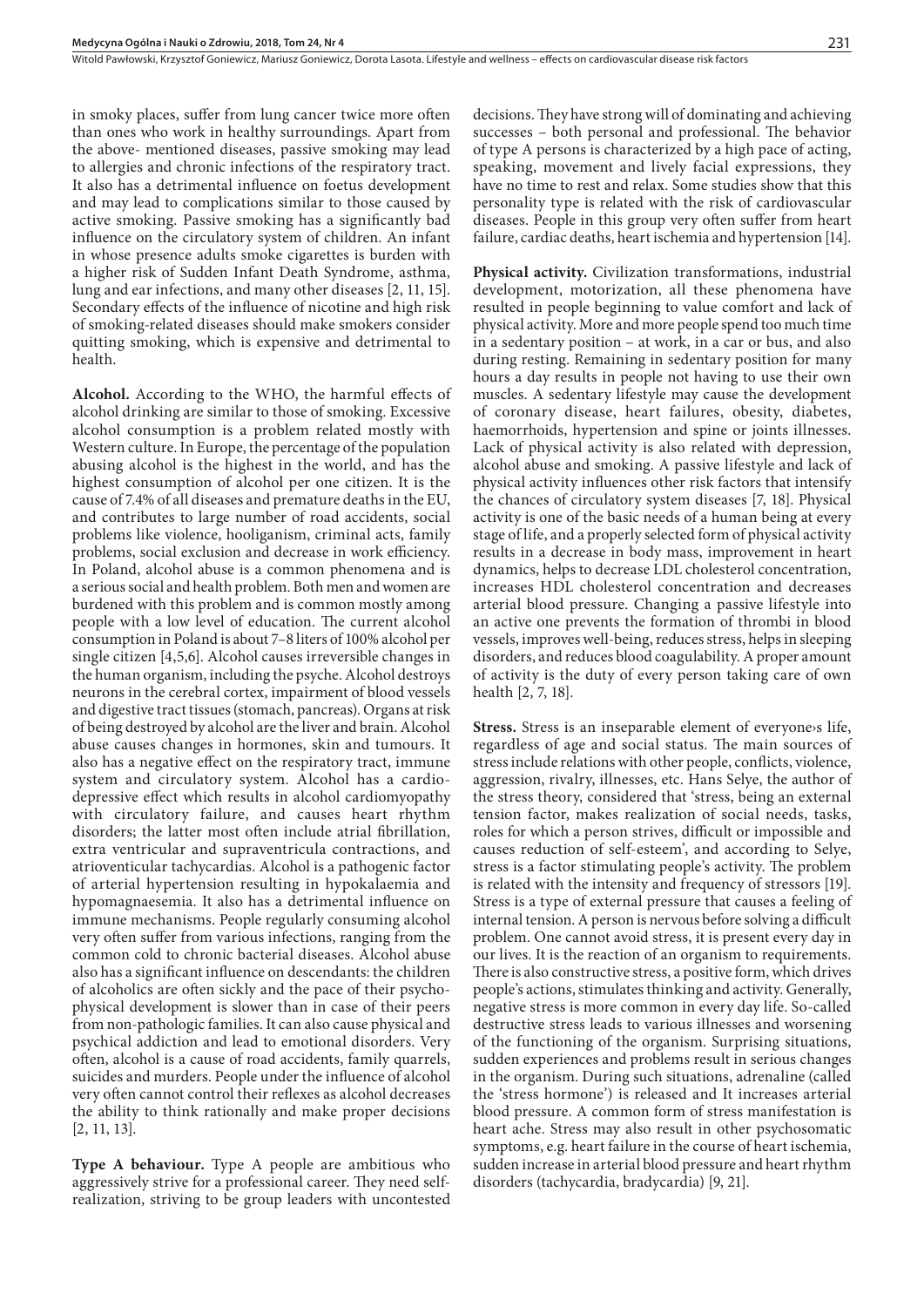in smoky places, suffer from lung cancer twice more often than ones who work in healthy surroundings. Apart from the above- mentioned diseases, passive smoking may lead to allergies and chronic infections of the respiratory tract. It also has a detrimental influence on foetus development and may lead to complications similar to those caused by active smoking. Passive smoking has a significantly bad influence on the circulatory system of children. An infant in whose presence adults smoke cigarettes is burden with a higher risk of Sudden Infant Death Syndrome, asthma, lung and ear infections, and many other diseases [2, 11, 15]. Secondary effects of the influence of nicotine and high risk of smoking-related diseases should make smokers consider quitting smoking, which is expensive and detrimental to health.

**Alcohol.** According to the WHO, the harmful effects of alcohol drinking are similar to those of smoking. Excessive alcohol consumption is a problem related mostly with Western culture. In Europe, the percentage of the population abusing alcohol is the highest in the world, and has the highest consumption of alcohol per one citizen. It is the cause of 7.4% of all diseases and premature deaths in the EU, and contributes to large number of road accidents, social problems like violence, hooliganism, criminal acts, family problems, social exclusion and decrease in work efficiency. In Poland, alcohol abuse is a common phenomena and is a serious social and health problem. Both men and women are burdened with this problem and is common mostly among people with a low level of education. The current alcohol consumption in Poland is about 7–8 liters of 100% alcohol per single citizen [4,5,6]. Alcohol causes irreversible changes in the human organism, including the psyche. Alcohol destroys neurons in the cerebral cortex, impairment of blood vessels and digestive tract tissues (stomach, pancreas). Organs at risk of being destroyed by alcohol are the liver and brain. Alcohol abuse causes changes in hormones, skin and tumours. It also has a negative effect on the respiratory tract, immune system and circulatory system. Alcohol has a cardio-depressive effect which results in alcohol cardiomyopathy with circulatory failure, and causes heart rhythm disorders; the latter most often include atrial fibrillation, extra ventricular and supraventricula contractions, and atrioventicular tachycardias. Alcohol is a pathogenic factor of arterial hypertension resulting in hypokalaemia and hypomagnaesemia. It also has a detrimental influence on immune mechanisms. People regularly consuming alcohol very often suffer from various infections, ranging from the common cold to chronic bacterial diseases. Alcohol abuse also has a significant influence on descendants: the children of alcoholics are often sickly and the pace of their psycho-physical development is slower than in case of their peers from non-pathologic families. It can also cause physical and psychical addiction and lead to emotional disorders. Very often, alcohol is a cause of road accidents, family quarrels, suicides and murders. People under the influence of alcohol very often cannot control their reflexes as alcohol decreases the ability to think rationally and make proper decisions [2, 11, 13].

**Type A behaviour.** Type A people are ambitious who aggressively strive for a professional career. They need self-realization, striving to be group leaders with uncontested decisions. They have strong will of dominating and achieving successes – both personal and professional. The behavior of type A persons is characterized by a high pace of acting, speaking, movement and lively facial expressions, they have no time to rest and relax. Some studies show that this personality type is related with the risk of cardiovascular diseases. People in this group very often suffer from heart failure, cardiac deaths, heart ischemia and hypertension [14].

**Physical activity.** Civilization transformations, industrial development, motorization, all these phenomena have resulted in people beginning to value comfort and lack of physical activity. More and more people spend too much time in a sedentary position – at work, in a car or bus, and also during resting. Remaining in sedentary position for many hours a day results in people not having to use their own muscles. A sedentary lifestyle may cause the development of coronary disease, heart failures, obesity, diabetes, haemorrhoids, hypertension and spine or joints illnesses. Lack of physical activity is also related with depression, alcohol abuse and smoking. A passive lifestyle and lack of physical activity influences other risk factors that intensify the chances of circulatory system diseases [7, 18]. Physical activity is one of the basic needs of a human being at every stage of life, and a properly selected form of physical activity results in a decrease in body mass, improvement in heart dynamics, helps to decrease LDL cholesterol concentration, increases HDL cholesterol concentration and decreases arterial blood pressure. Changing a passive lifestyle into an active one prevents the formation of thrombi in blood vessels, improves well-being, reduces stress, helps in sleeping disorders, and reduces blood coagulability. A proper amount of activity is the duty of every person taking care of own health [2, 7, 18].

**Stress.** Stress is an inseparable element of everyone›s life, regardless of age and social status. The main sources of stress include relations with other people, conflicts, violence, aggression, rivalry, illnesses, etc. Hans Selye, the author of the stress theory, considered that 'stress, being an external tension factor, makes realization of social needs, tasks, roles for which a person strives, difficult or impossible and causes reduction of self-esteem', and according to Selye, stress is a factor stimulating people's activity. The problem is related with the intensity and frequency of stressors [19]. Stress is a type of external pressure that causes a feeling of internal tension. A person is nervous before solving a difficult problem. One cannot avoid stress, it is present every day in our lives. It is the reaction of an organism to requirements. There is also constructive stress, a positive form, which drives people's actions, stimulates thinking and activity. Generally, negative stress is more common in every day life. So-called destructive stress leads to various illnesses and worsening of the functioning of the organism. Surprising situations, sudden experiences and problems result in serious changes in the organism. During such situations, adrenaline (called the 'stress hormone') is released and It increases arterial blood pressure. A common form of stress manifestation is heart ache. Stress may also result in other psychosomatic symptoms, e.g. heart failure in the course of heart ischemia, sudden increase in arterial blood pressure and heart rhythm disorders (tachycardia, bradycardia) [9, 21].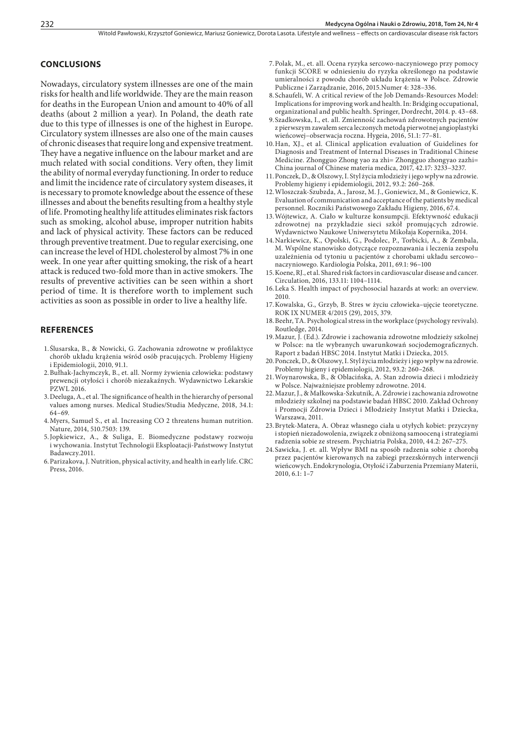## CONCLUSIONS

Nowadays, circulatory system illnesses are one of the main risks for health and life worldwide. They are the main reason for deaths in the European Union and amount to 40% of all deaths (about 2 million a year). In Poland, the death rate due to this type of illnesses is one of the highest in Europe. Circulatory system illnesses are also one of the main causes of chronic diseases that require long and expensive treatment. They have a negative influence on the labour market and are much related with social conditions. Very often, they limit the ability of normal everyday functioning. In order to reduce and limit the incidence rate of circulatory system diseases, it is necessary to promote knowledge about the essence of these illnesses and about the benefits resulting from a healthy style of life. Promoting healthy life attitudes eliminates risk factors such as smoking, alcohol abuse, improper nutrition habits and lack of physical activity. These factors can be reduced through preventive treatment. Due to regular exercising, one can increase the level of HDL cholesterol by almost 7% in one week. In one year after quitting smoking, the risk of a heart attack is reduced two-fold more than in active smokers. The results of preventive activities can be seen within a short period of time. It is therefore worth to implement such activities as soon as possible in order to live a healthy life.

## REFERENCES

1. Ślusarska, B., & Nowicki, G. Zachowania zdrowotne w profilaktyce chorób układu krążenia wśród osób pracujących. Problemy Higieny i Epidemiologii, 2010, 91.1.
2. Bułhak-Jachymczyk, B., et. all. Normy żywienia człowieka: podstawy prewencji otyłości i chorób niezakaźnych. Wydawnictwo Lekarskie PZWL 2016.
3. Deeluga, A., et al. The significance of health in the hierarchy of personal values among nurses. Medical Studies/Studia Medyczne, 2018, 34.1: 64–69.
4. Myers, Samuel S., et al. Increasing CO 2 threatens human nutrition. Nature, 2014, 510.7503: 139.
5. Jopkiewicz, A., & Suliga, E. Biomedyczne podstawy rozwoju i wychowania. Instytut Technologii Eksploatacji-Państwowy Instytut Badawczy.2011.
6. Parizakova, J. Nutrition, physical activity, and health in early life. CRC Press, 2016.
7. Polak, M., et. all. Ocena ryzyka sercowo-naczyniowego przy pomocy funkcji SCORE w odniesieniu do ryzyka określonego na podstawie umieralności z powodu chorób układu krążenia w Polsce. Zdrowie Publiczne i Zarządzanie, 2016, 2015.Numer 4: 328–336.
8. Schaufeli, W. A critical review of the Job Demands-Resources Model: Implications for improving work and health. In: Bridging occupational, organizational and public health. Springer, Dordrecht, 2014. p. 43–68.
9. Szadkowska, I., et. all. Zmienność zachowań zdrowotnych pacjentów z pierwszym zawałem serca leczonych metodą pierwotnej angioplastyki wieńcowej–obserwacja roczna. Hygeia, 2016, 51.1: 77–81.
10. Han, XJ., et al. Clinical application evaluation of Guidelines for Diagnosis and Treatment of Internal Diseases in Traditional Chinese Medicine. Zhongguo Zhong yao za zhi= Zhongguo zhongyao zazhi= China journal of Chinese materia medica, 2017, 42.17: 3233–3237.
11. Ponczek, D., & Olszowy, I. Styl życia młodzieży i jego wpływ na zdrowie. Problemy higieny i epidemiologii, 2012, 93.2: 260–268.
12. Wloszczak-Szubzda, A., Jarosz, M. J., Goniewicz, M., & Goniewicz, K. Evaluation of communication and acceptance of the patients by medical personnel. Roczniki Państwowego Zakładu Higieny, 2016, 67.4.
13. Wójtewicz, A. Ciało w kulturze konsumpcji. Efektywność edukacji zdrowotnej na przykładzie sieci szkół promujących zdrowie. Wydawnictwo Naukowe Uniwersytetu Mikołaja Kopernika, 2014.
14. Narkiewicz, K., Opolski, G., Podolec, P., Torbicki, A., & Zembala, M. Wspólne stanowisko dotyczące rozpoznawania i leczenia zespołu uzależnienia od tytoniu u pacjentów z chorobami układu sercowo–naczyniowego. Kardiologia Polska, 2011, 69.1: 96–100
15. Koene, RJ., et al. Shared risk factors in cardiovascular disease and cancer. Circulation, 2016, 133.11: 1104–1114.
16. Leka S. Health impact of psychosocial hazards at work: an overview. 2010.
17. Kowalska, G., Grzyb, B. Stres w życiu człowieka–ujęcie teoretyczne. ROK IX NUMER 4/2015 (29), 2015, 379.
18. Beehr, TA. Psychological stress in the workplace (psychology revivals). Routledge, 2014.
19. Mazur, J. (Ed.). Zdrowie i zachowania zdrowotne młodzieży szkolnej w Polsce: na tle wybranych uwarunkowań socjodemograficznych. Raport z badań HBSC 2014. Instytut Matki i Dziecka, 2015.
20. Ponczek, D., & Olszowy, I. Styl życia młodzieży i jego wpływ na zdrowie. Problemy higieny i epidemiologii, 2012, 93.2: 260–268.
21. Woynarowska, B., & Oblacińska, A. Stan zdrowia dzieci i młodzieży w Polsce. Najważniejsze problemy zdrowotne. 2014.
22. Mazur, J., & Małkowska-Szkutnik, A. Zdrowie i zachowania zdrowotne młodzieży szkolnej na podstawie badań HBSC 2010. Zakład Ochrony i Promocji Zdrowia Dzieci i Młodzieży Instytut Matki i Dziecka, Warszawa, 2011.
23. Brytek-Matera, A. Obraz własnego ciała u otyłych kobiet: przyczyny i stopień niezadowolenia, związek z obniżoną samooceną i strategiami radzenia sobie ze stresem. Psychiatria Polska, 2010, 44.2: 267–275.
24. Sawicka, J. et. all. Wpływ BMI na sposób radzenia sobie z chorobą przez pacjentów kierowanych na zabiegi przezskórnych interwencji wieńcowych. Endokrynologia, Otyłość i Zaburzenia Przemiany Materii, 2010, 6.1: 1–7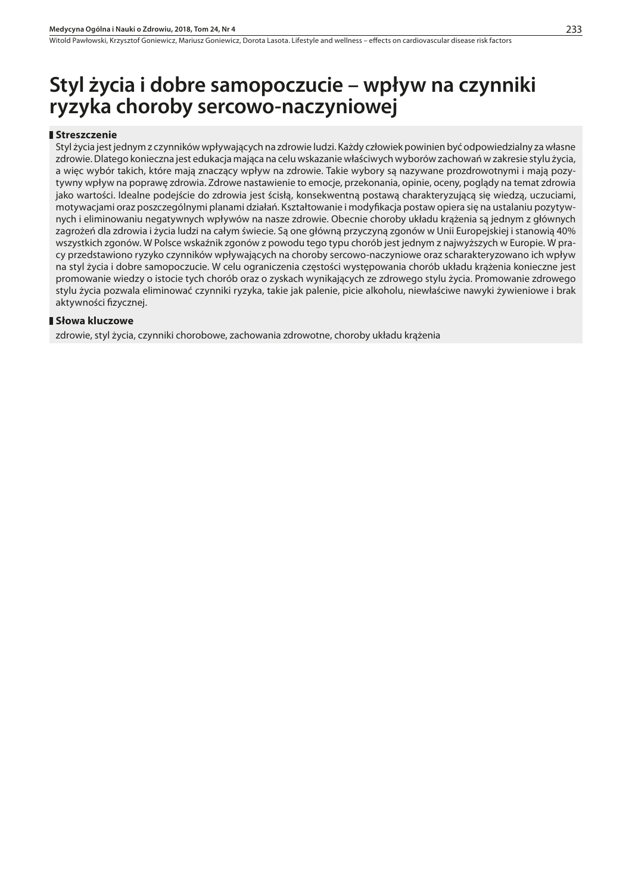# Styl życia i dobre samopoczucie – wpływ na czynniki ryzyka choroby sercowo-naczyniowej

## Streszczenie

Styl życia jest jednym z czynników wpływających na zdrowie ludzi. Każdy człowiek powinien być odpowiedzialny za własne zdrowie. Dlatego konieczna jest edukacja mająca na celu wskazanie właściwych wyborów zachowań w zakresie stylu życia, a więc wybór takich, które mają znaczący wpływ na zdrowie. Takie wybory są nazywane prozdrowotnymi i mają pozytywny wpływ na poprawę zdrowia. Zdrowe nastawienie to emocje, przekonania, opinie, oceny, poglądy na temat zdrowia jako wartości. Idealne podejście do zdrowia jest ścisłą, konsekwentną postawą charakteryzującą się wiedzą, uczuciami, motywacjami oraz poszczególnymi planami działań. Kształtowanie i modyfikacja postaw opiera się na ustalaniu pozytywnych i eliminowaniu negatywnych wpływów na nasze zdrowie. Obecnie choroby układu krążenia są jednym z głównych zagrożeń dla zdrowia i życia ludzi na całym świecie. Są one główną przyczyną zgonów w Unii Europejskiej i stanowią 40% wszystkich zgonów. W Polsce wskaźnik zgonów z powodu tego typu chorób jest jednym z najwyższych w Europie. W pracy przedstawiono ryzyko czynników wpływających na choroby sercowo-naczyniowe oraz scharakteryzowano ich wpływ na styl życia i dobre samopoczucie. W celu ograniczenia częstości występowania chorób układu krążenia konieczne jest promowanie wiedzy o istocie tych chorób oraz o zyskach wynikających ze zdrowego stylu życia. Promowanie zdrowego stylu życia pozwala eliminować czynniki ryzyka, takie jak palenie, picie alkoholu, niewłaściwe nawyki żywieniowe i brak aktywności fizycznej.

## Słowa kluczowe

zdrowie, styl życia, czynniki chorobowe, zachowania zdrowotne, choroby układu krążenia